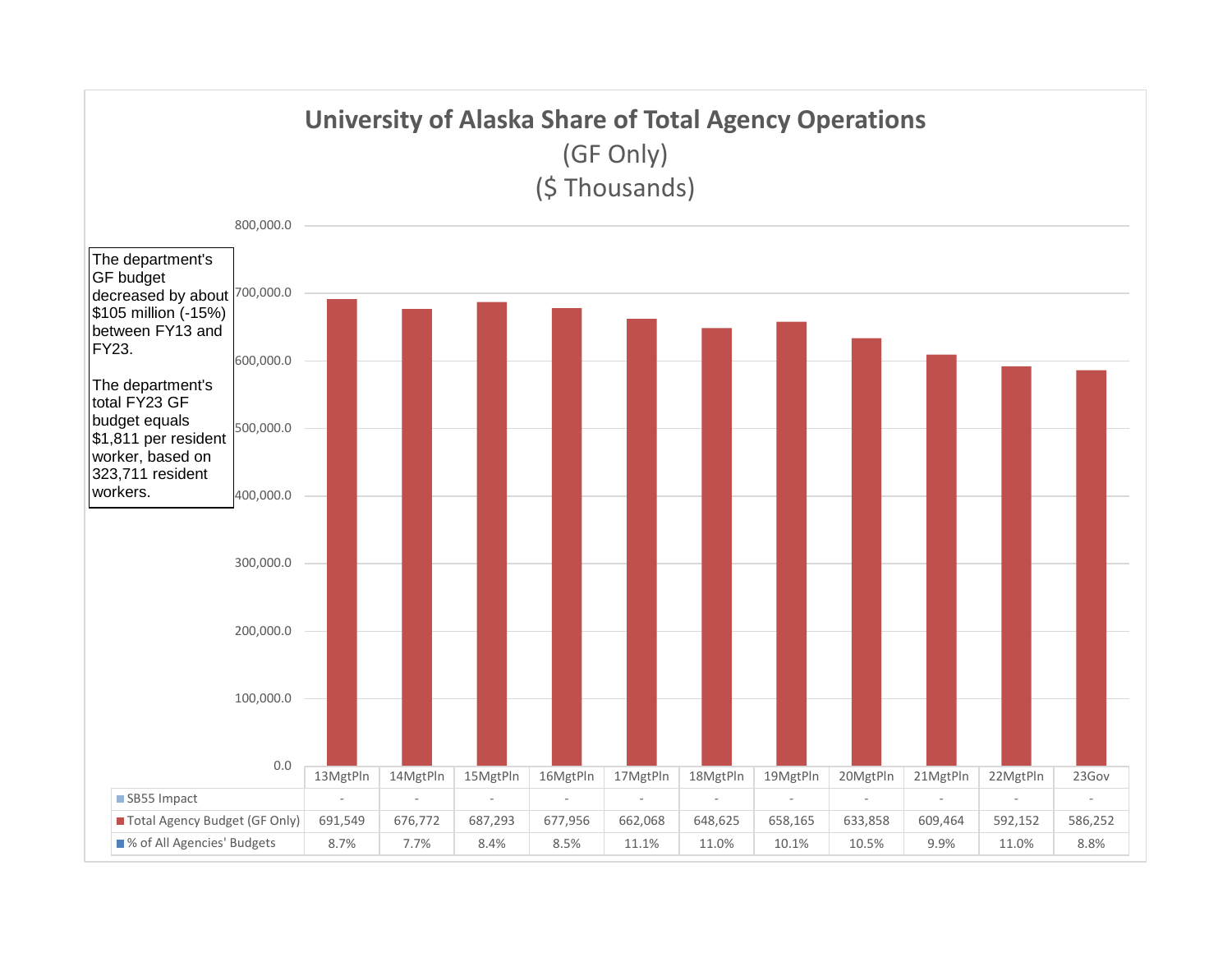# University of Alaska Share of Total Agency Operations

(GF Only)

($ Thousands)

The department's GF budget decreased by about $105 million (-15%) between FY13 and FY23.

The department's total FY23 GF budget equals $1,811 per resident worker, based on 323,711 resident workers.

| | 13MgtPln | 14MgtPln | 15MgtPln | 16MgtPln | 17MgtPln | 18MgtPln | 19MgtPln | 20MgtPln | 21MgtPln | 22MgtPln | 23Gov |
|---|---|---|---|---|---|---|---|---|---|---|---|
| SB55 Impact | - | - | - | - | - | - | - | - | - | - | - |
| Total Agency Budget (GF Only) | 691,549 | 676,772 | 687,293 | 677,956 | 662,068 | 648,625 | 658,165 | 633,858 | 609,464 | 592,152 | 586,252 |
| % of All Agencies' Budgets | 8.7% | 7.7% | 8.4% | 8.5% | 11.1% | 11.0% | 10.1% | 10.5% | 9.9% | 11.0% | 8.8% |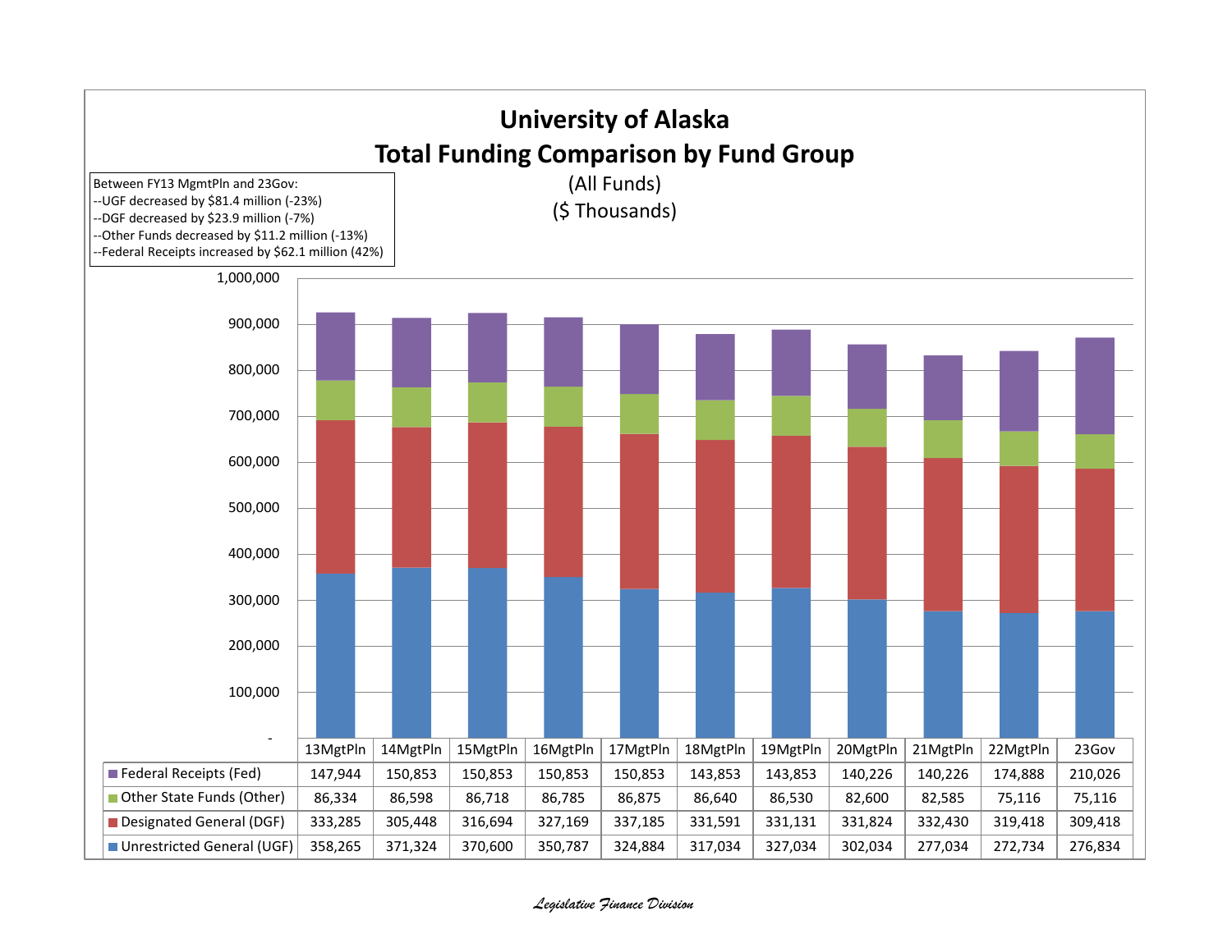# University of Alaska
## Total Funding Comparison by Fund Group

(All Funds)
($ Thousands)

Between FY13 MgmtPln and 23Gov:
--UGF decreased by $81.4 million (-23%)
--DGF decreased by $23.9 million (-7%)
--Other Funds decreased by $11.2 million (-13%)
--Federal Receipts increased by $62.1 million (42%)

| | 13MgtPln | 14MgtPln | 15MgtPln | 16MgtPln | 17MgtPln | 18MgtPln | 19MgtPln | 20MgtPln | 21MgtPln | 22MgtPln | 23Gov |
|---|---|---|---|---|---|---|---|---|---|---|---|
| Federal Receipts (Fed) | 147,944 | 150,853 | 150,853 | 150,853 | 150,853 | 143,853 | 143,853 | 140,226 | 140,226 | 174,888 | 210,026 |
| Other State Funds (Other) | 86,334 | 86,598 | 86,718 | 86,785 | 86,875 | 86,640 | 86,530 | 82,600 | 82,585 | 75,116 | 75,116 |
| Designated General (DGF) | 333,285 | 305,448 | 316,694 | 327,169 | 337,185 | 331,591 | 331,131 | 331,824 | 332,430 | 319,418 | 309,418 |
| Unrestricted General (UGF) | 358,265 | 371,324 | 370,600 | 350,787 | 324,884 | 317,034 | 327,034 | 302,034 | 277,034 | 272,734 | 276,834 |

*Legislative Finance Division*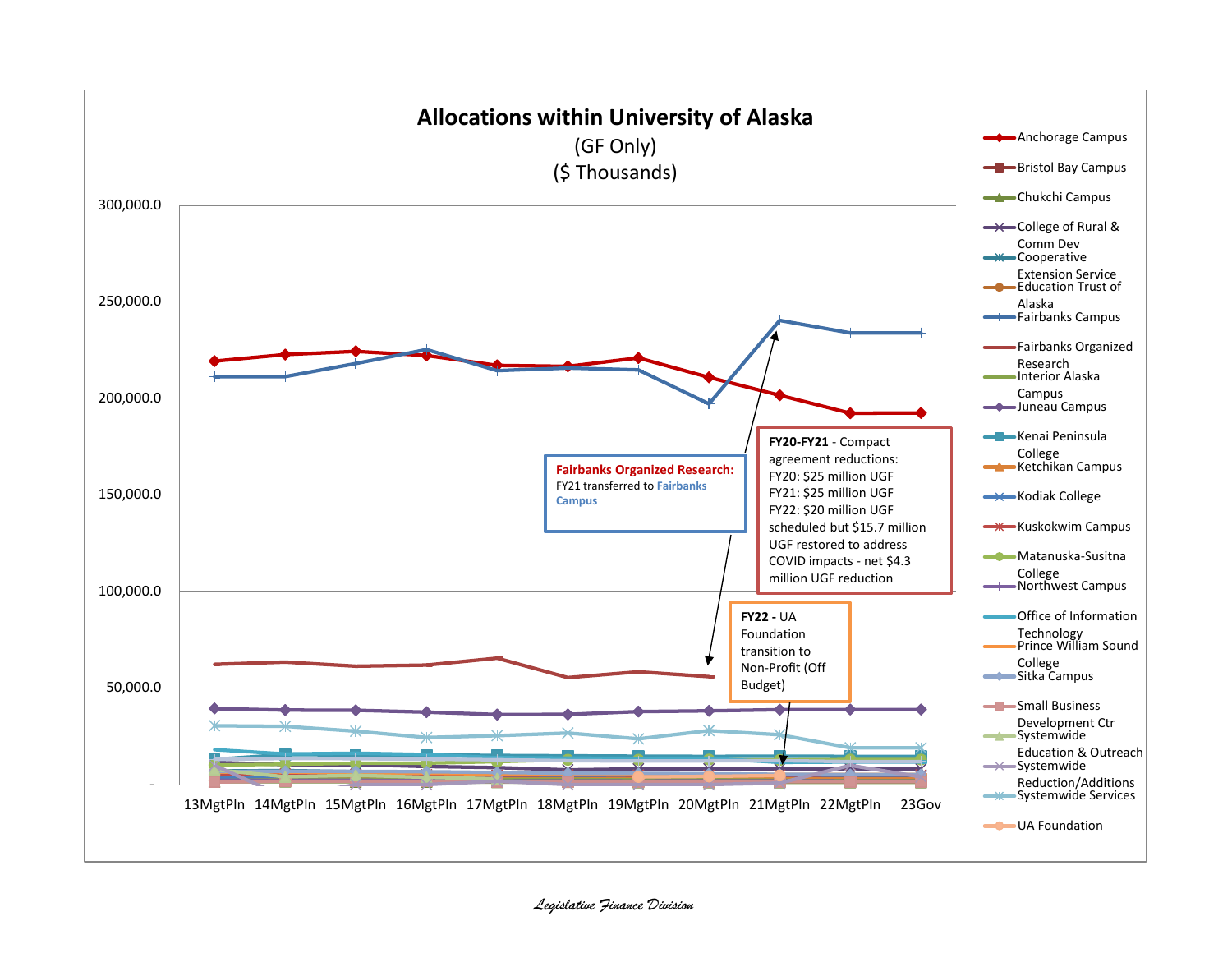# Allocations within University of Alaska

(GF Only)

($ Thousands)

300,000.0
250,000.0
200,000.0
150,000.0
100,000.0
50,000.0
-

13MgtPln 14MgtPln 15MgtPln 16MgtPln 17MgtPln 18MgtPln 19MgtPln 20MgtPln 21MgtPln 22MgtPln 23Gov

**Fairbanks Organized Research:** FY21 transferred to Fairbanks Campus

**FY20-FY21** - Compact agreement reductions:
FY20: $25 million UGF
FY21: $25 million UGF
FY22: $20 million UGF scheduled but $15.7 million UGF restored to address COVID impacts - net $4.3 million UGF reduction

**FY22 -** UA Foundation transition to Non-Profit (Off Budget)

Anchorage Campus
Bristol Bay Campus
Chukchi Campus
College of Rural & Comm Dev
Cooperative Extension Service
Education Trust of Alaska
Fairbanks Campus
Fairbanks Organized Research
Interior Alaska Campus
Juneau Campus
Kenai Peninsula College
Ketchikan Campus
Kodiak College
Kuskokwim Campus
Matanuska-Susitna College
Northwest Campus
Office of Information Technology
Prince William Sound College
Sitka Campus
Small Business Development Ctr
Systemwide Education & Outreach
Systemwide Reduction/Additions
Systemwide Services
UA Foundation

*Legislative Finance Division*